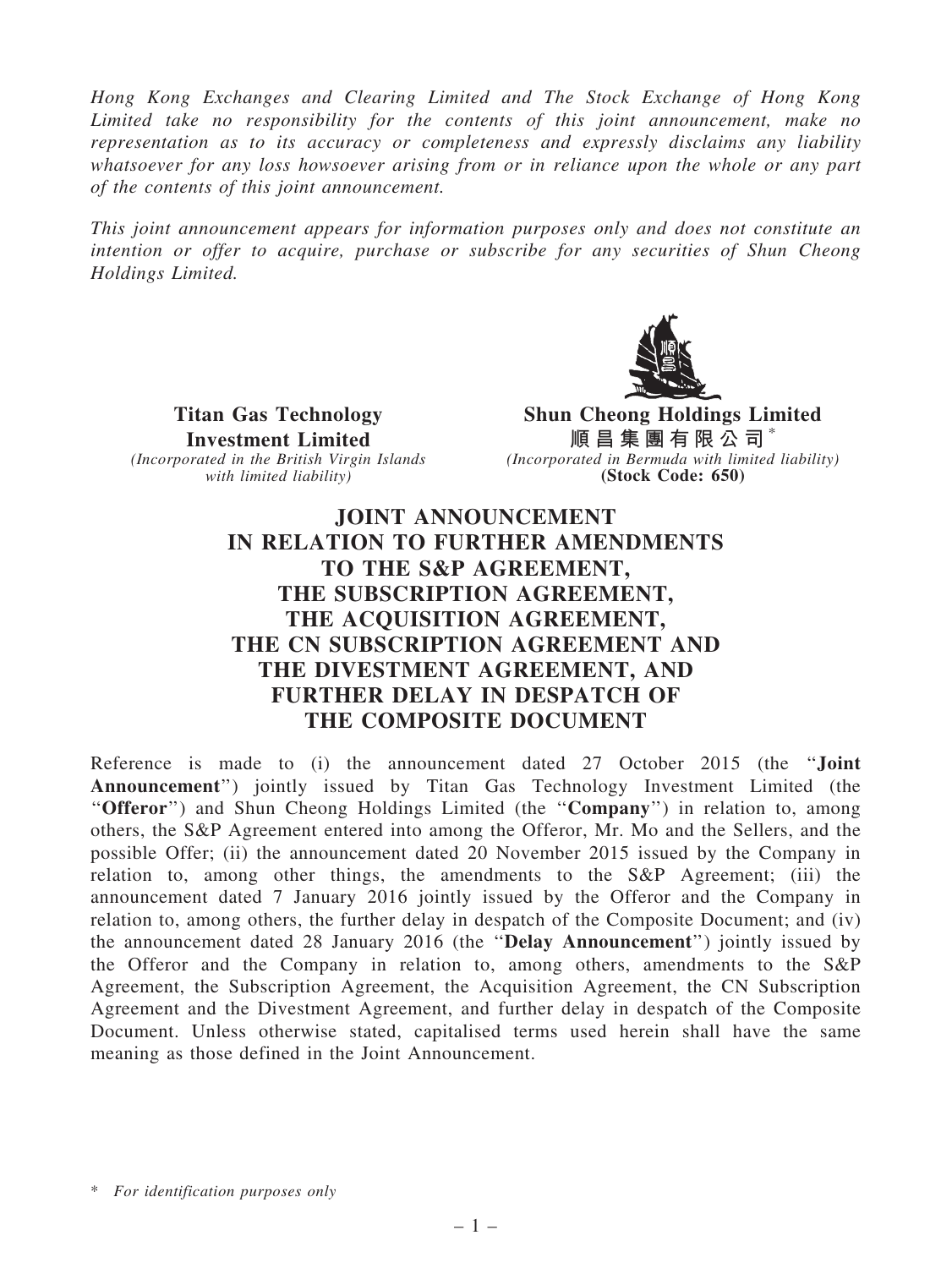*Hong Kong Exchanges and Clearing Limited and The Stock Exchange of Hong Kong Limited take no responsibility for the contents of this joint announcement, make no representation as to its accuracy or completeness and expressly disclaims any liability whatsoever for any loss howsoever arising from or in reliance upon the whole or any part of the contents of this joint announcement.*

*This joint announcement appears for information purposes only and does not constitute an intention or offer to acquire, purchase or subscribe for any securities of Shun Cheong Holdings Limited.*

**Titan Gas Technology Investment Limited**
*(Incorporated in the British Virgin Islands with limited liability)*

**Shun Cheong Holdings Limited**
**順昌集團有限公司*** 
*(Incorporated in Bermuda with limited liability)*
**(Stock Code: 650)**

# JOINT ANNOUNCEMENT IN RELATION TO FURTHER AMENDMENTS TO THE S&P AGREEMENT, THE SUBSCRIPTION AGREEMENT, THE ACQUISITION AGREEMENT, THE CN SUBSCRIPTION AGREEMENT AND THE DIVESTMENT AGREEMENT, AND FURTHER DELAY IN DESPATCH OF THE COMPOSITE DOCUMENT

Reference is made to (i) the announcement dated 27 October 2015 (the "**Joint Announcement**") jointly issued by Titan Gas Technology Investment Limited (the "**Offeror**") and Shun Cheong Holdings Limited (the "**Company**") in relation to, among others, the S&P Agreement entered into among the Offeror, Mr. Mo and the Sellers, and the possible Offer; (ii) the announcement dated 20 November 2015 issued by the Company in relation to, among other things, the amendments to the S&P Agreement; (iii) the announcement dated 7 January 2016 jointly issued by the Offeror and the Company in relation to, among others, the further delay in despatch of the Composite Document; and (iv) the announcement dated 28 January 2016 (the "**Delay Announcement**") jointly issued by the Offeror and the Company in relation to, among others, amendments to the S&P Agreement, the Subscription Agreement, the Acquisition Agreement, the CN Subscription Agreement and the Divestment Agreement, and further delay in despatch of the Composite Document. Unless otherwise stated, capitalised terms used herein shall have the same meaning as those defined in the Joint Announcement.

\* *For identification purposes only*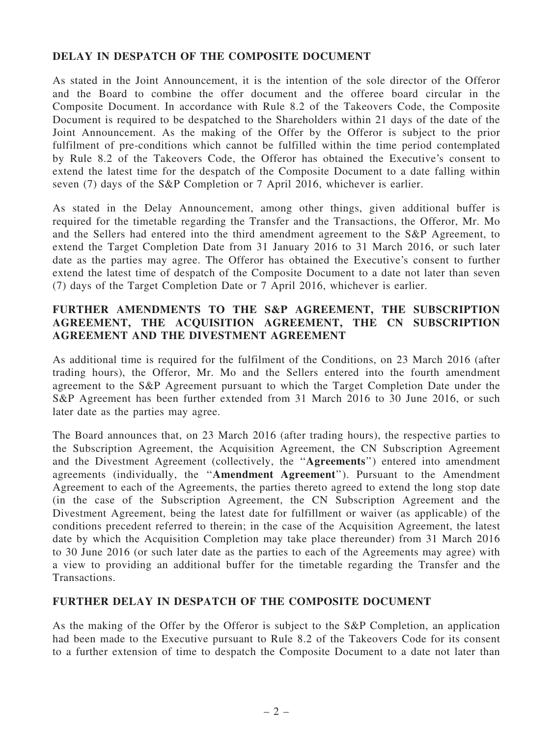## DELAY IN DESPATCH OF THE COMPOSITE DOCUMENT

As stated in the Joint Announcement, it is the intention of the sole director of the Offeror and the Board to combine the offer document and the offeree board circular in the Composite Document. In accordance with Rule 8.2 of the Takeovers Code, the Composite Document is required to be despatched to the Shareholders within 21 days of the date of the Joint Announcement. As the making of the Offer by the Offeror is subject to the prior fulfilment of pre-conditions which cannot be fulfilled within the time period contemplated by Rule 8.2 of the Takeovers Code, the Offeror has obtained the Executive's consent to extend the latest time for the despatch of the Composite Document to a date falling within seven (7) days of the S&P Completion or 7 April 2016, whichever is earlier.

As stated in the Delay Announcement, among other things, given additional buffer is required for the timetable regarding the Transfer and the Transactions, the Offeror, Mr. Mo and the Sellers had entered into the third amendment agreement to the S&P Agreement, to extend the Target Completion Date from 31 January 2016 to 31 March 2016, or such later date as the parties may agree. The Offeror has obtained the Executive's consent to further extend the latest time of despatch of the Composite Document to a date not later than seven (7) days of the Target Completion Date or 7 April 2016, whichever is earlier.

## FURTHER AMENDMENTS TO THE S&P AGREEMENT, THE SUBSCRIPTION AGREEMENT, THE ACQUISITION AGREEMENT, THE CN SUBSCRIPTION AGREEMENT AND THE DIVESTMENT AGREEMENT

As additional time is required for the fulfilment of the Conditions, on 23 March 2016 (after trading hours), the Offeror, Mr. Mo and the Sellers entered into the fourth amendment agreement to the S&P Agreement pursuant to which the Target Completion Date under the S&P Agreement has been further extended from 31 March 2016 to 30 June 2016, or such later date as the parties may agree.

The Board announces that, on 23 March 2016 (after trading hours), the respective parties to the Subscription Agreement, the Acquisition Agreement, the CN Subscription Agreement and the Divestment Agreement (collectively, the "**Agreements**") entered into amendment agreements (individually, the "**Amendment Agreement**"). Pursuant to the Amendment Agreement to each of the Agreements, the parties thereto agreed to extend the long stop date (in the case of the Subscription Agreement, the CN Subscription Agreement and the Divestment Agreement, being the latest date for fulfillment or waiver (as applicable) of the conditions precedent referred to therein; in the case of the Acquisition Agreement, the latest date by which the Acquisition Completion may take place thereunder) from 31 March 2016 to 30 June 2016 (or such later date as the parties to each of the Agreements may agree) with a view to providing an additional buffer for the timetable regarding the Transfer and the Transactions.

## FURTHER DELAY IN DESPATCH OF THE COMPOSITE DOCUMENT

As the making of the Offer by the Offeror is subject to the S&P Completion, an application had been made to the Executive pursuant to Rule 8.2 of the Takeovers Code for its consent to a further extension of time to despatch the Composite Document to a date not later than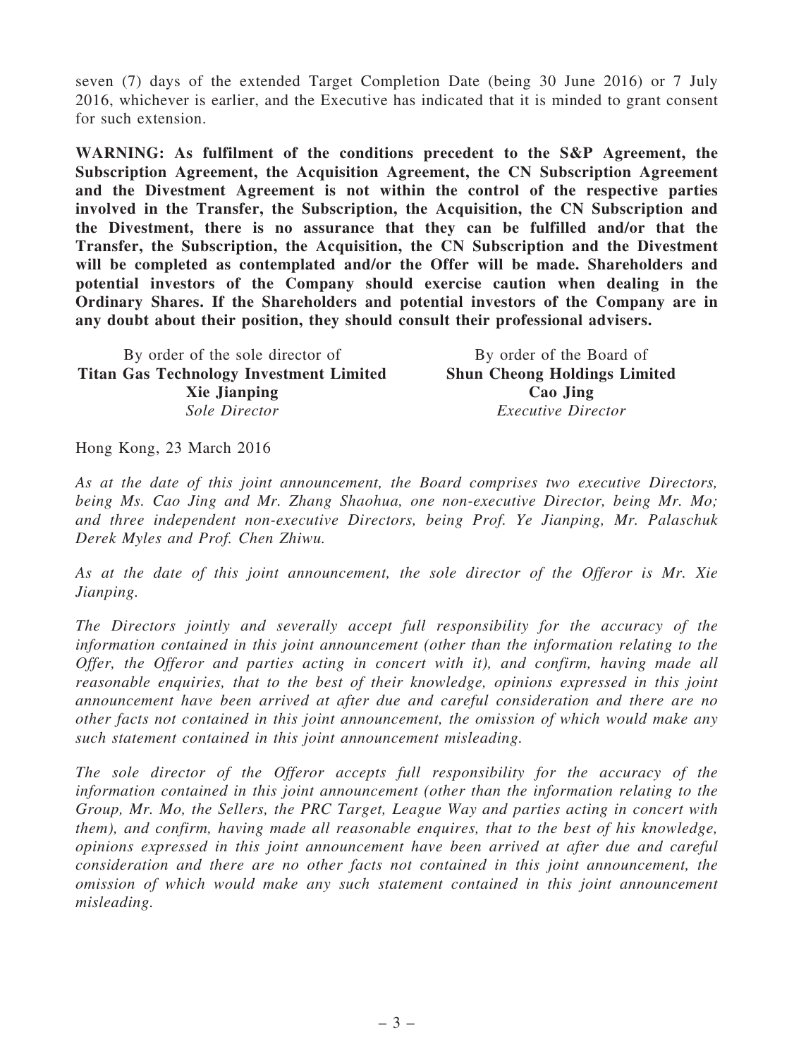seven (7) days of the extended Target Completion Date (being 30 June 2016) or 7 July 2016, whichever is earlier, and the Executive has indicated that it is minded to grant consent for such extension.

**WARNING: As fulfilment of the conditions precedent to the S&P Agreement, the Subscription Agreement, the Acquisition Agreement, the CN Subscription Agreement and the Divestment Agreement is not within the control of the respective parties involved in the Transfer, the Subscription, the Acquisition, the CN Subscription and the Divestment, there is no assurance that they can be fulfilled and/or that the Transfer, the Subscription, the Acquisition, the CN Subscription and the Divestment will be completed as contemplated and/or the Offer will be made. Shareholders and potential investors of the Company should exercise caution when dealing in the Ordinary Shares. If the Shareholders and potential investors of the Company are in any doubt about their position, they should consult their professional advisers.**

By order of the sole director of
**Titan Gas Technology Investment Limited**
**Xie Jianping**
*Sole Director*

By order of the Board of
**Shun Cheong Holdings Limited**
**Cao Jing**
*Executive Director*

Hong Kong, 23 March 2016

*As at the date of this joint announcement, the Board comprises two executive Directors, being Ms. Cao Jing and Mr. Zhang Shaohua, one non-executive Director, being Mr. Mo; and three independent non-executive Directors, being Prof. Ye Jianping, Mr. Palaschuk Derek Myles and Prof. Chen Zhiwu.*

*As at the date of this joint announcement, the sole director of the Offeror is Mr. Xie Jianping.*

*The Directors jointly and severally accept full responsibility for the accuracy of the information contained in this joint announcement (other than the information relating to the Offer, the Offeror and parties acting in concert with it), and confirm, having made all reasonable enquiries, that to the best of their knowledge, opinions expressed in this joint announcement have been arrived at after due and careful consideration and there are no other facts not contained in this joint announcement, the omission of which would make any such statement contained in this joint announcement misleading.*

*The sole director of the Offeror accepts full responsibility for the accuracy of the information contained in this joint announcement (other than the information relating to the Group, Mr. Mo, the Sellers, the PRC Target, League Way and parties acting in concert with them), and confirm, having made all reasonable enquires, that to the best of his knowledge, opinions expressed in this joint announcement have been arrived at after due and careful consideration and there are no other facts not contained in this joint announcement, the omission of which would make any such statement contained in this joint announcement misleading.*